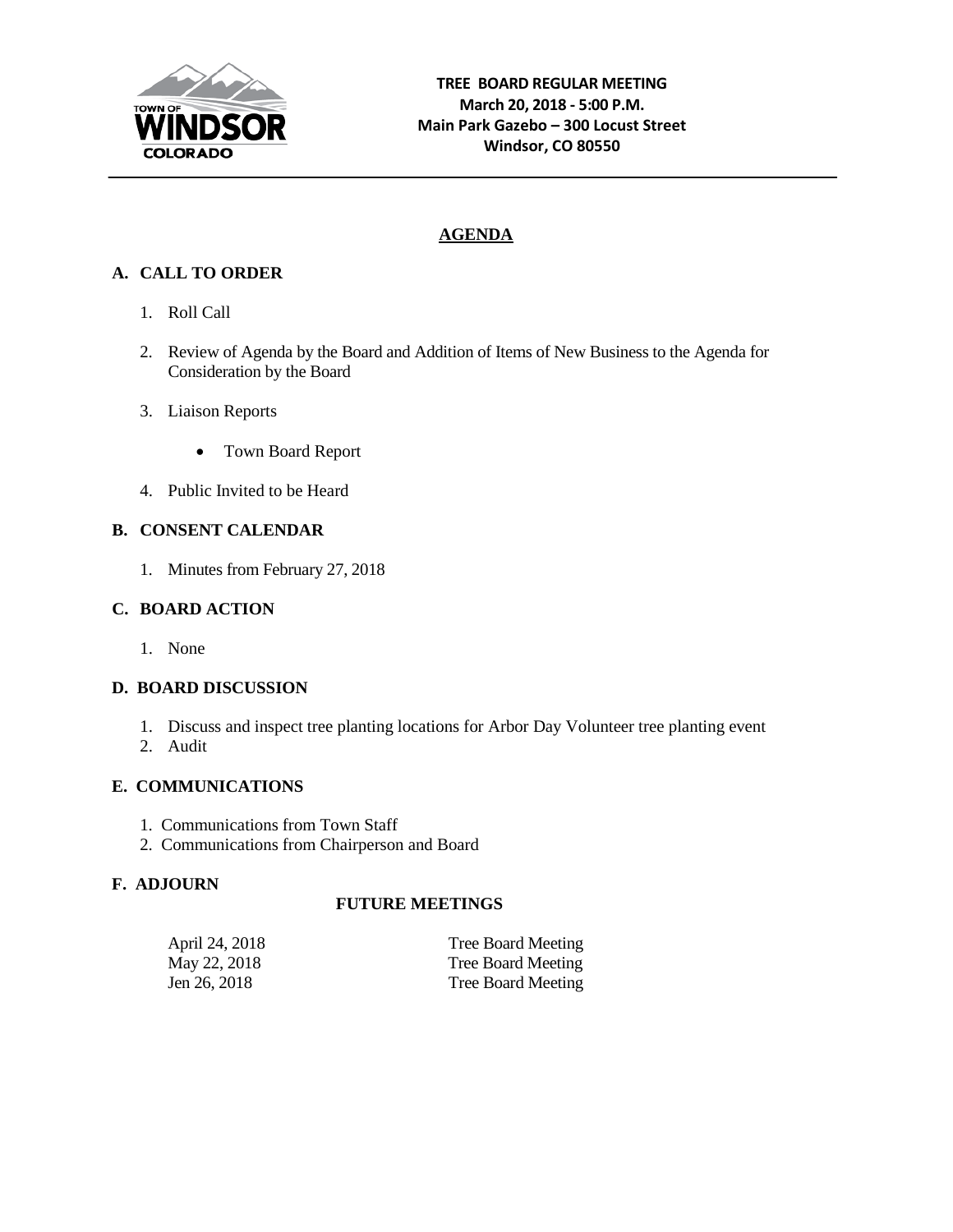TOWN OF WINDSOR COLORADO

**TREE BOARD REGULAR MEETING**
**March 20, 2018 - 5:00 P.M.**
**Main Park Gazebo – 300 Locust Street**
**Windsor, CO 80550**

---

## AGENDA

### A. CALL TO ORDER

1. Roll Call
2. Review of Agenda by the Board and Addition of Items of New Business to the Agenda for Consideration by the Board
3. Liaison Reports
   - Town Board Report
4. Public Invited to be Heard

### B. CONSENT CALENDAR

1. Minutes from February 27, 2018

### C. BOARD ACTION

1. None

### D. BOARD DISCUSSION

1. Discuss and inspect tree planting locations for Arbor Day Volunteer tree planting event
2. Audit

### E. COMMUNICATIONS

1. Communications from Town Staff
2. Communications from Chairperson and Board

### F. ADJOURN

**FUTURE MEETINGS**

| | |
|---|---|
| April 24, 2018 | Tree Board Meeting |
| May 22, 2018 | Tree Board Meeting |
| Jen 26, 2018 | Tree Board Meeting |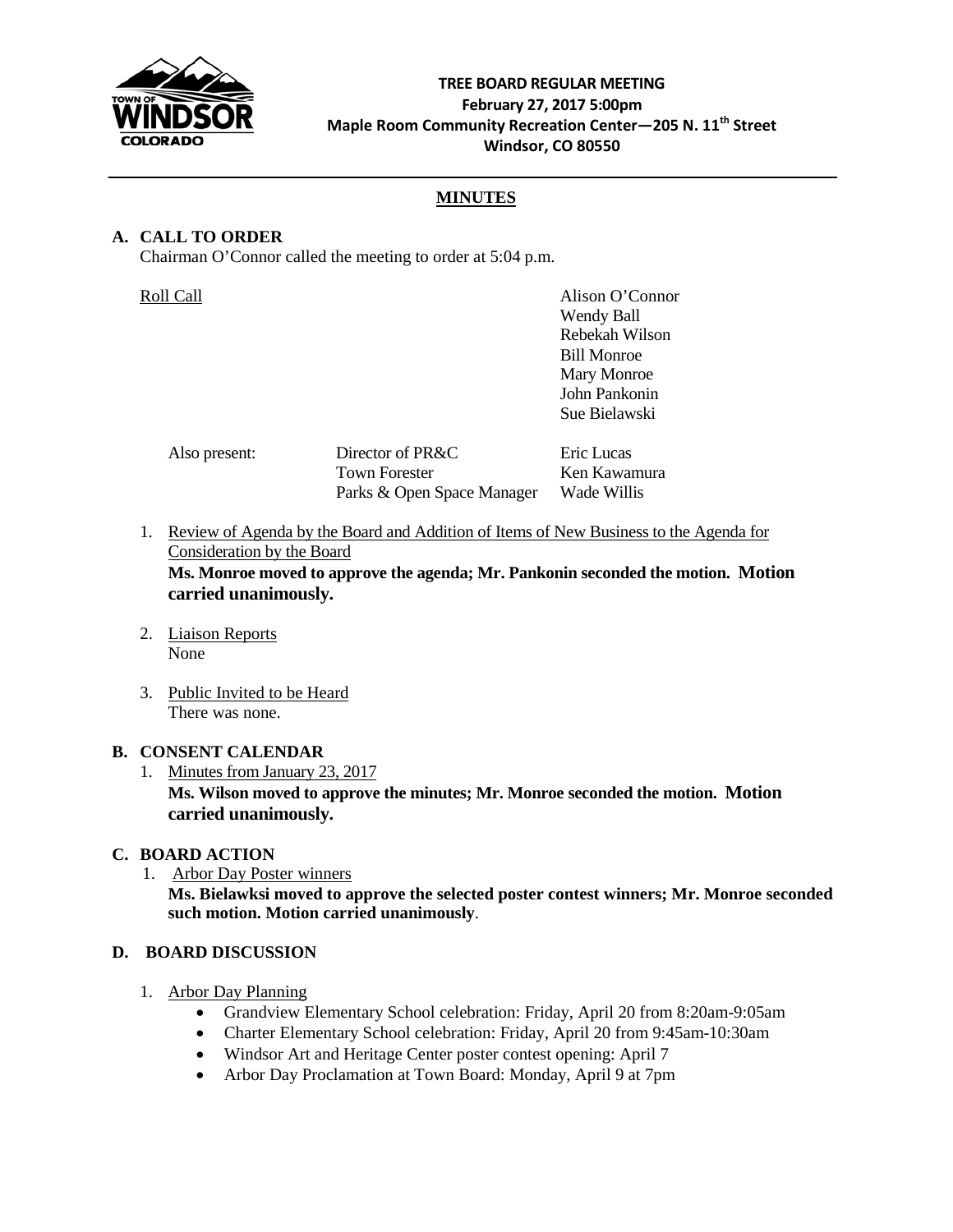**TREE BOARD REGULAR MEETING**
**February 27, 2017 5:00pm**
**Maple Room Community Recreation Center—205 N. 11th Street**
**Windsor, CO 80550**

## MINUTES

### A. CALL TO ORDER

Chairman O'Connor called the meeting to order at 5:04 p.m.

Roll Call

- Alison O'Connor
- Wendy Ball
- Rebekah Wilson
- Bill Monroe
- Mary Monroe
- John Pankonin
- Sue Bielawski

| Also present: | Director of PR&C | Eric Lucas |
|---|---|---|
| | Town Forester | Ken Kawamura |
| | Parks & Open Space Manager | Wade Willis |

1. Review of Agenda by the Board and Addition of Items of New Business to the Agenda for Consideration by the Board
   **Ms. Monroe moved to approve the agenda; Mr. Pankonin seconded the motion. Motion carried unanimously.**

2. Liaison Reports
   None

3. Public Invited to be Heard
   There was none.

### B. CONSENT CALENDAR

1. Minutes from January 23, 2017
   **Ms. Wilson moved to approve the minutes; Mr. Monroe seconded the motion. Motion carried unanimously.**

### C. BOARD ACTION

1. Arbor Day Poster winners
   **Ms. Bielawksi moved to approve the selected poster contest winners; Mr. Monroe seconded such motion. Motion carried unanimously**.

### D. BOARD DISCUSSION

1. Arbor Day Planning
   - Grandview Elementary School celebration: Friday, April 20 from 8:20am-9:05am
   - Charter Elementary School celebration: Friday, April 20 from 9:45am-10:30am
   - Windsor Art and Heritage Center poster contest opening: April 7
   - Arbor Day Proclamation at Town Board: Monday, April 9 at 7pm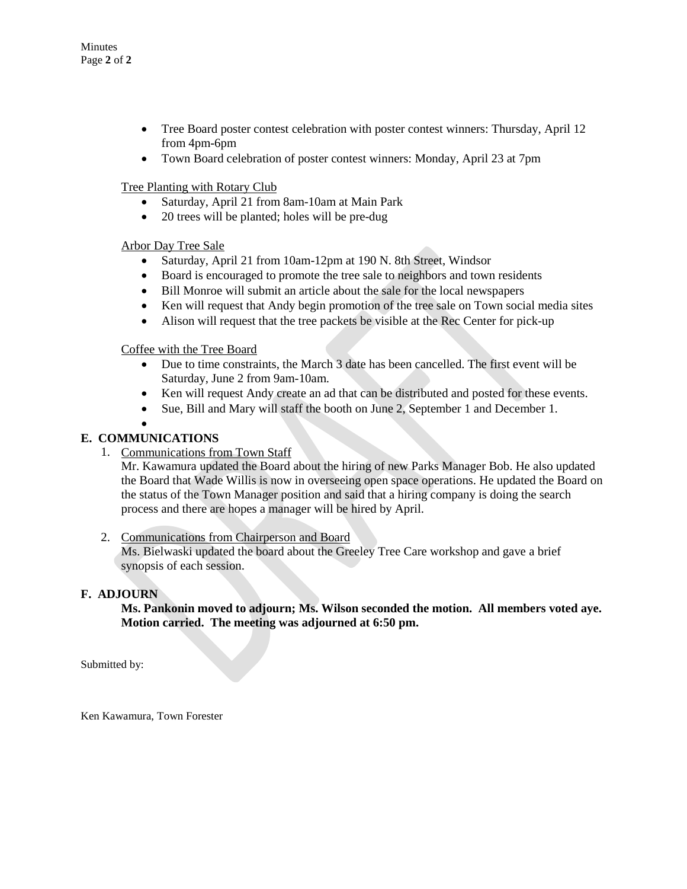- Tree Board poster contest celebration with poster contest winners: Thursday, April 12 from 4pm-6pm
- Town Board celebration of poster contest winners: Monday, April 23 at 7pm

Tree Planting with Rotary Club

- Saturday, April 21 from 8am-10am at Main Park
- 20 trees will be planted; holes will be pre-dug

Arbor Day Tree Sale

- Saturday, April 21 from 10am-12pm at 190 N. 8th Street, Windsor
- Board is encouraged to promote the tree sale to neighbors and town residents
- Bill Monroe will submit an article about the sale for the local newspapers
- Ken will request that Andy begin promotion of the tree sale on Town social media sites
- Alison will request that the tree packets be visible at the Rec Center for pick-up

Coffee with the Tree Board

- Due to time constraints, the March 3 date has been cancelled. The first event will be Saturday, June 2 from 9am-10am.
- Ken will request Andy create an ad that can be distributed and posted for these events.
- Sue, Bill and Mary will staff the booth on June 2, September 1 and December 1.

## E. COMMUNICATIONS

1. Communications from Town Staff

   Mr. Kawamura updated the Board about the hiring of new Parks Manager Bob. He also updated the Board that Wade Willis is now in overseeing open space operations. He updated the Board on the status of the Town Manager position and said that a hiring company is doing the search process and there are hopes a manager will be hired by April.

2. Communications from Chairperson and Board

   Ms. Bielwaski updated the board about the Greeley Tree Care workshop and gave a brief synopsis of each session.

## F. ADJOURN

**Ms. Pankonin moved to adjourn; Ms. Wilson seconded the motion. All members voted aye. Motion carried. The meeting was adjourned at 6:50 pm.**

Submitted by:

Ken Kawamura, Town Forester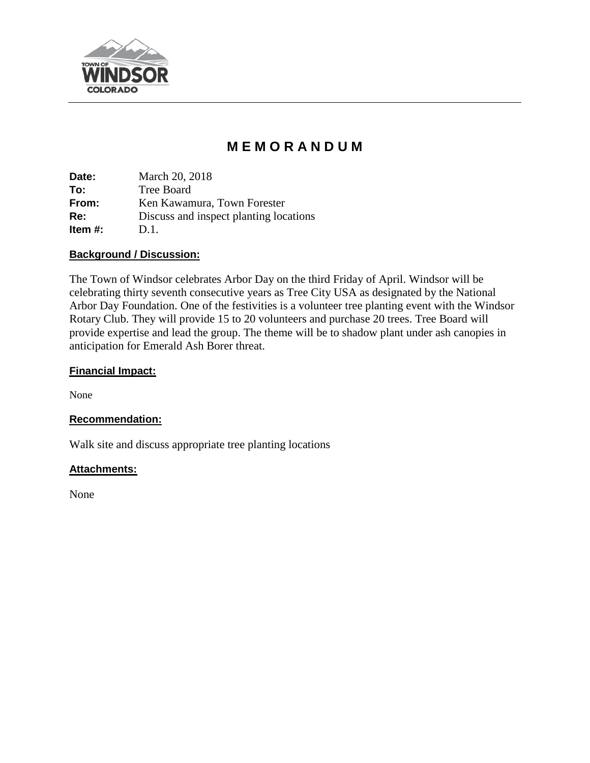# M E M O R A N D U M

**Date:** March 20, 2018
**To:** Tree Board
**From:** Ken Kawamura, Town Forester
**Re:** Discuss and inspect planting locations
**Item #:** D.1.

## Background / Discussion:

The Town of Windsor celebrates Arbor Day on the third Friday of April. Windsor will be celebrating thirty seventh consecutive years as Tree City USA as designated by the National Arbor Day Foundation. One of the festivities is a volunteer tree planting event with the Windsor Rotary Club. They will provide 15 to 20 volunteers and purchase 20 trees. Tree Board will provide expertise and lead the group. The theme will be to shadow plant under ash canopies in anticipation for Emerald Ash Borer threat.

## Financial Impact:

None

## Recommendation:

Walk site and discuss appropriate tree planting locations

## Attachments:

None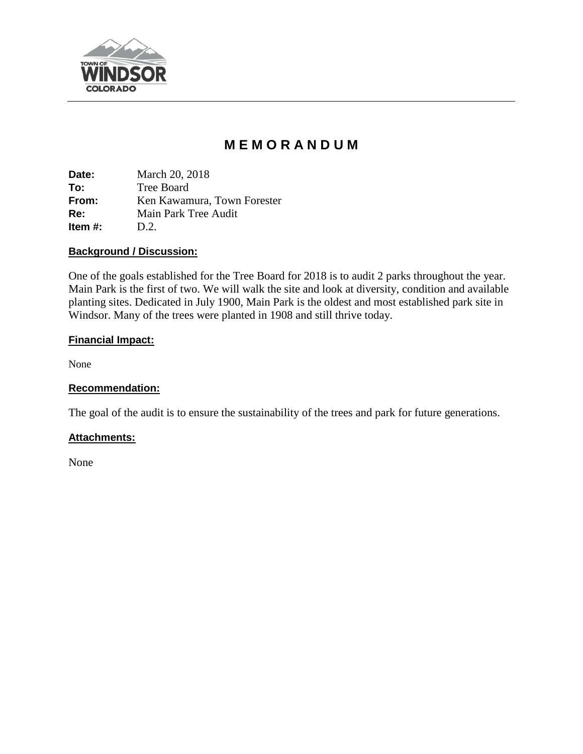TOWN OF WINDSOR COLORADO

# MEMORANDUM

**Date:** March 20, 2018
**To:** Tree Board
**From:** Ken Kawamura, Town Forester
**Re:** Main Park Tree Audit
**Item #:** D.2.

## Background / Discussion:

One of the goals established for the Tree Board for 2018 is to audit 2 parks throughout the year. Main Park is the first of two. We will walk the site and look at diversity, condition and available planting sites. Dedicated in July 1900, Main Park is the oldest and most established park site in Windsor. Many of the trees were planted in 1908 and still thrive today.

## Financial Impact:

None

## Recommendation:

The goal of the audit is to ensure the sustainability of the trees and park for future generations.

## Attachments:

None